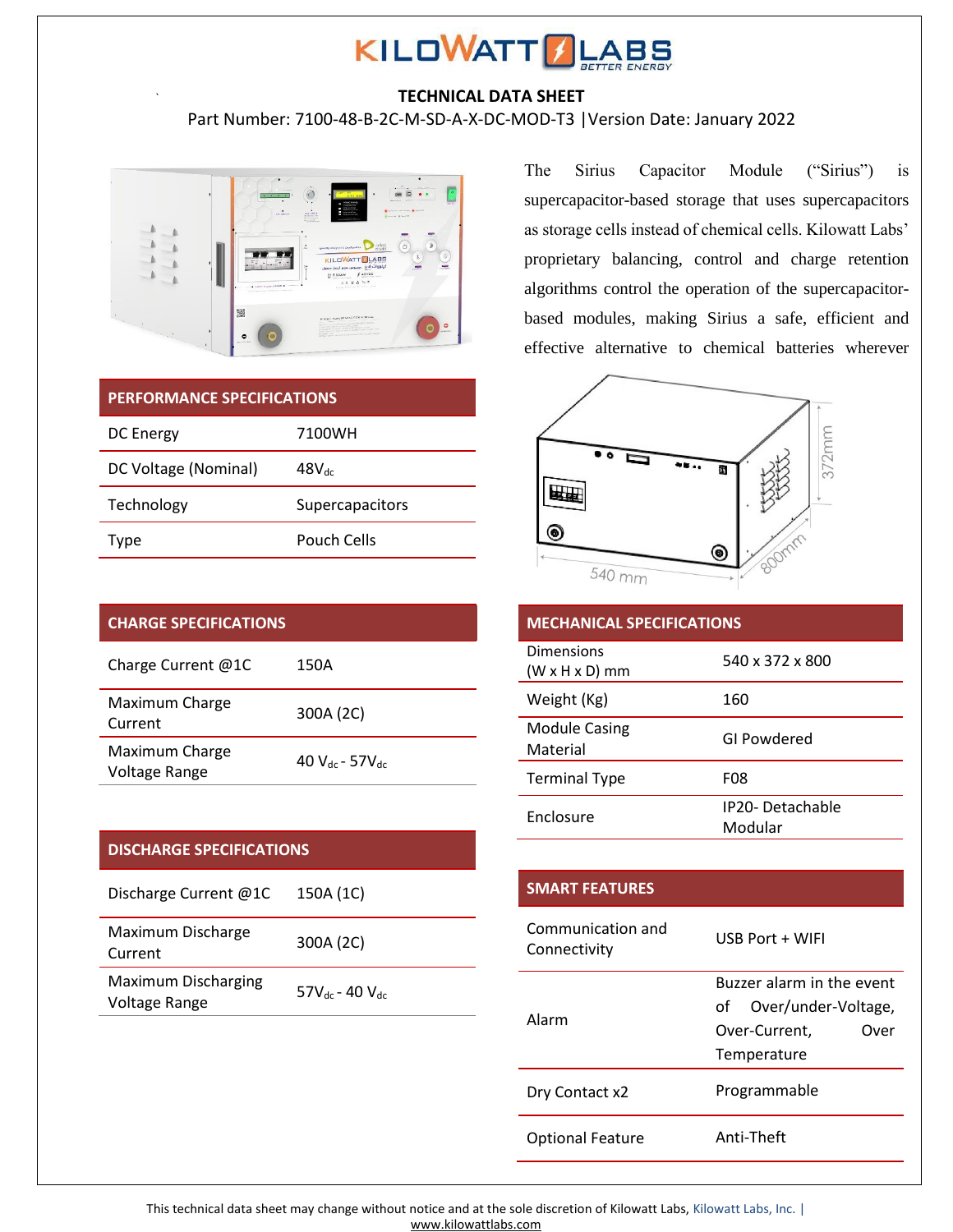# TECHNICAL DATA SHEET

Part Number: 7100-48-B-2C-M-SD-A-X-DC-MOD-T3 |Version Date: January 2022

The Sirius Capacitor Module ("Sirius") is supercapacitor-based storage that uses supercapacitors as storage cells instead of chemical cells. Kilowatt Labs' proprietary balancing, control and charge retention algorithms control the operation of the supercapacitor-based modules, making Sirius a safe, efficient and effective alternative to chemical batteries wherever

| PERFORMANCE SPECIFICATIONS | |
|---|---|
| DC Energy | 7100WH |
| DC Voltage (Nominal) | 48$V_{dc}$ |
| Technology | Supercapacitors |
| Type | Pouch Cells |

| CHARGE SPECIFICATIONS | |
|---|---|
| Charge Current @1C | 150A |
| Maximum Charge Current | 300A (2C) |
| Maximum Charge Voltage Range | 40 $V_{dc}$ - 57$V_{dc}$ |

| DISCHARGE SPECIFICATIONS | |
|---|---|
| Discharge Current @1C | 150A (1C) |
| Maximum Discharge Current | 300A (2C) |
| Maximum Discharging Voltage Range | 57$V_{dc}$ - 40 $V_{dc}$ |

| MECHANICAL SPECIFICATIONS | |
|---|---|
| Dimensions (W x H x D) mm | 540 x 372 x 800 |
| Weight (Kg) | 160 |
| Module Casing Material | GI Powdered |
| Terminal Type | F08 |
| Enclosure | IP20- Detachable Modular |

| SMART FEATURES | |
|---|---|
| Communication and Connectivity | USB Port + WIFI |
| Alarm | Buzzer alarm in the event of Over/under-Voltage, Over-Current, Over Temperature |
| Dry Contact x2 | Programmable |
| Optional Feature | Anti-Theft |

This technical data sheet may change without notice and at the sole discretion of Kilowatt Labs, Kilowatt Labs, Inc. | www.kilowattlabs.com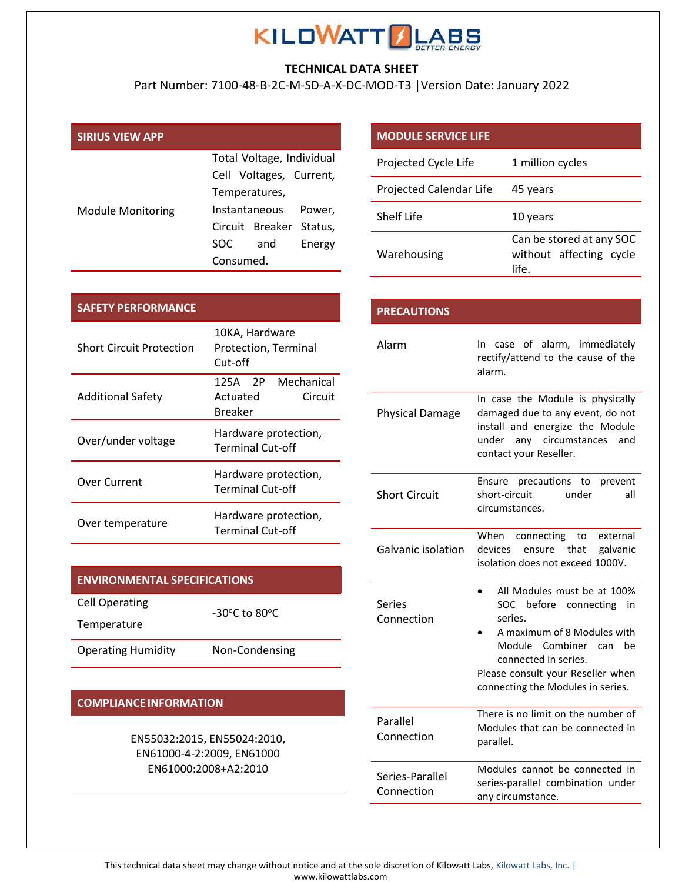KILOWATT LABS BETTER ENERGY

## TECHNICAL DATA SHEET

Part Number: 7100-48-B-2C-M-SD-A-X-DC-MOD-T3 |Version Date: January 2022

| SIRIUS VIEW APP | |
|---|---|
| Module Monitoring | Total Voltage, Individual Cell Voltages, Current, Temperatures, Instantaneous Power, Circuit Breaker Status, SOC and Energy Consumed. |

| SAFETY PERFORMANCE | |
|---|---|
| Short Circuit Protection | 10KA, Hardware Protection, Terminal Cut-off |
| Additional Safety | 125A 2P Mechanical Actuated Circuit Breaker |
| Over/under voltage | Hardware protection, Terminal Cut-off |
| Over Current | Hardware protection, Terminal Cut-off |
| Over temperature | Hardware protection, Terminal Cut-off |

| ENVIRONMENTAL SPECIFICATIONS | |
|---|---|
| Cell Operating Temperature | -30°C to 80°C |
| Operating Humidity | Non-Condensing |

| COMPLIANCE INFORMATION |
|---|
| EN55032:2015, EN55024:2010, EN61000-4-2:2009, EN61000 EN61000:2008+A2:2010 |

| MODULE SERVICE LIFE | |
|---|---|
| Projected Cycle Life | 1 million cycles |
| Projected Calendar Life | 45 years |
| Shelf Life | 10 years |
| Warehousing | Can be stored at any SOC without affecting cycle life. |

| PRECAUTIONS | |
|---|---|
| Alarm | In case of alarm, immediately rectify/attend to the cause of the alarm. |
| Physical Damage | In case the Module is physically damaged due to any event, do not install and energize the Module under any circumstances and contact your Reseller. |
| Short Circuit | Ensure precautions to prevent short-circuit under all circumstances. |
| Galvanic isolation | When connecting to external devices ensure that galvanic isolation does not exceed 1000V. |
| Series Connection | • All Modules must be at 100% SOC before connecting in series. • A maximum of 8 Modules with Module Combiner can be connected in series. Please consult your Reseller when connecting the Modules in series. |
| Parallel Connection | There is no limit on the number of Modules that can be connected in parallel. |
| Series-Parallel Connection | Modules cannot be connected in series-parallel combination under any circumstance. |

This technical data sheet may change without notice and at the sole discretion of Kilowatt Labs, Kilowatt Labs, Inc. | www.kilowattlabs.com